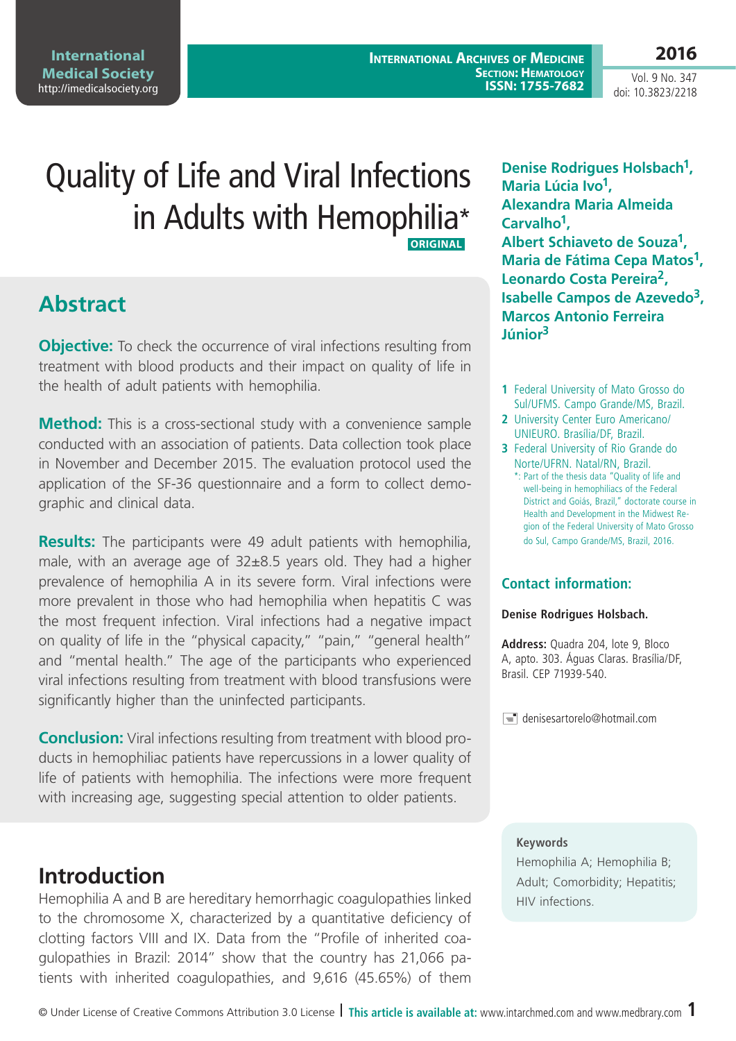# Quality of Life and Viral Infections in Adults with Hemophilia*

ORIGINAL

**Denise Rodrigues Holsbach[1], Maria Lúcia Ivo[1], Alexandra Maria Almeida Carvalho[1], Albert Schiaveto de Souza[1], Maria de Fátima Cepa Matos[1], Leonardo Costa Pereira[2], Isabelle Campos de Azevedo[3], Marcos Antonio Ferreira Júnior[3]**

1 Federal University of Mato Grosso do Sul/UFMS. Campo Grande/MS, Brazil.
2 University Center Euro Americano/UNIEURO. Brasília/DF, Brazil.
3 Federal University of Rio Grande do Norte/UFRN. Natal/RN, Brazil.

*: Part of the thesis data "Quality of life and well-being in hemophiliacs of the Federal District and Goiás, Brazil," doctorate course in Health and Development in the Midwest Region of the Federal University of Mato Grosso do Sul, Campo Grande/MS, Brazil, 2016.

## Abstract

**Objective:** To check the occurrence of viral infections resulting from treatment with blood products and their impact on quality of life in the health of adult patients with hemophilia.

**Method:** This is a cross-sectional study with a convenience sample conducted with an association of patients. Data collection took place in November and December 2015. The evaluation protocol used the application of the SF-36 questionnaire and a form to collect demographic and clinical data.

**Results:** The participants were 49 adult patients with hemophilia, male, with an average age of 32±8.5 years old. They had a higher prevalence of hemophilia A in its severe form. Viral infections were more prevalent in those who had hemophilia when hepatitis C was the most frequent infection. Viral infections had a negative impact on quality of life in the "physical capacity," "pain," "general health" and "mental health." The age of the participants who experienced viral infections resulting from treatment with blood transfusions were significantly higher than the uninfected participants.

**Conclusion:** Viral infections resulting from treatment with blood products in hemophiliac patients have repercussions in a lower quality of life of patients with hemophilia. The infections were more frequent with increasing age, suggesting special attention to older patients.

### Contact information:

**Denise Rodrigues Holsbach.**

**Address:** Quadra 204, lote 9, Bloco A, apto. 303. Águas Claras. Brasília/DF, Brasil. CEP 71939-540.

denisesartorelo@hotmail.com

**Keywords**

Hemophilia A; Hemophilia B; Adult; Comorbidity; Hepatitis; HIV infections.

## Introduction

Hemophilia A and B are hereditary hemorrhagic coagulopathies linked to the chromosome X, characterized by a quantitative deficiency of clotting factors VIII and IX. Data from the "Profile of inherited coagulopathies in Brazil: 2014" show that the country has 21,066 patients with inherited coagulopathies, and 9,616 (45.65%) of them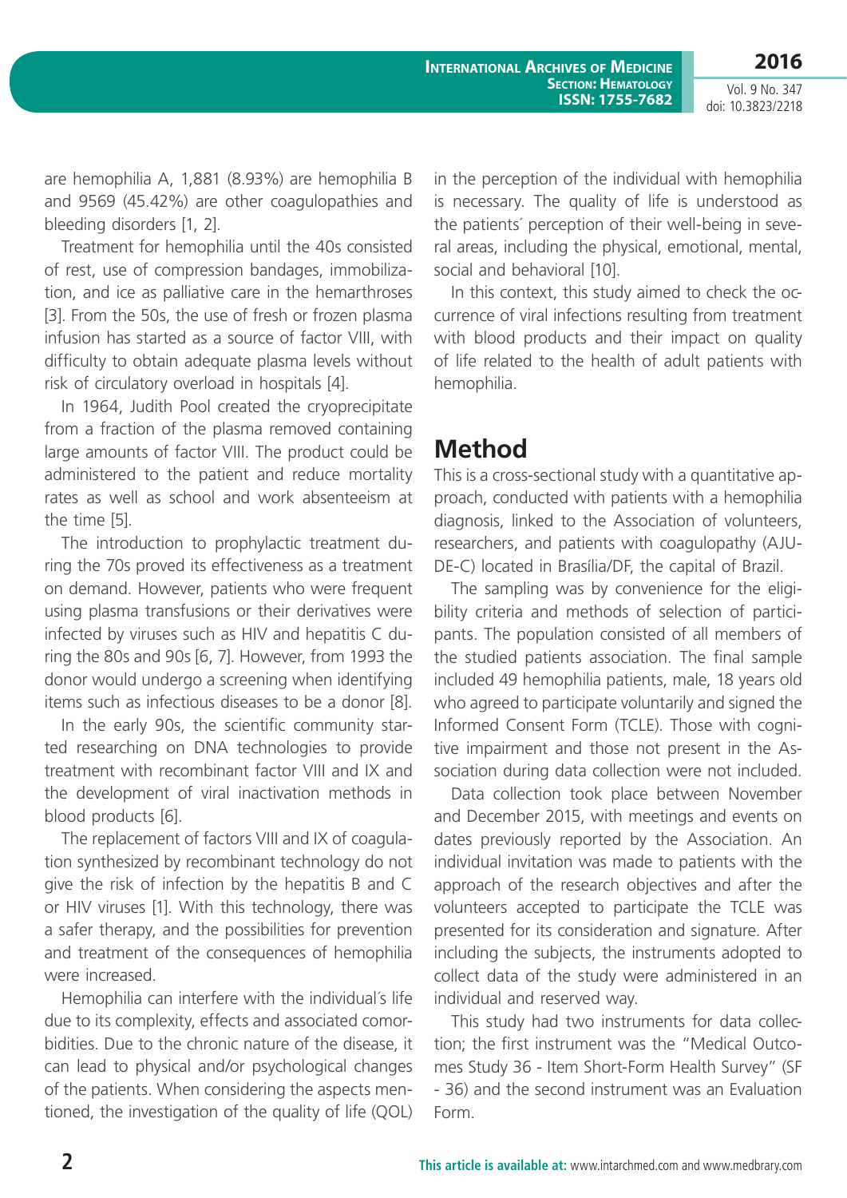are hemophilia A, 1,881 (8.93%) are hemophilia B and 9569 (45.42%) are other coagulopathies and bleeding disorders [1, 2].

Treatment for hemophilia until the 40s consisted of rest, use of compression bandages, immobilization, and ice as palliative care in the hemarthroses [3]. From the 50s, the use of fresh or frozen plasma infusion has started as a source of factor VIII, with difficulty to obtain adequate plasma levels without risk of circulatory overload in hospitals [4].

In 1964, Judith Pool created the cryoprecipitate from a fraction of the plasma removed containing large amounts of factor VIII. The product could be administered to the patient and reduce mortality rates as well as school and work absenteeism at the time [5].

The introduction to prophylactic treatment during the 70s proved its effectiveness as a treatment on demand. However, patients who were frequent using plasma transfusions or their derivatives were infected by viruses such as HIV and hepatitis C during the 80s and 90s [6, 7]. However, from 1993 the donor would undergo a screening when identifying items such as infectious diseases to be a donor [8].

In the early 90s, the scientific community started researching on DNA technologies to provide treatment with recombinant factor VIII and IX and the development of viral inactivation methods in blood products [6].

The replacement of factors VIII and IX of coagulation synthesized by recombinant technology do not give the risk of infection by the hepatitis B and C or HIV viruses [1]. With this technology, there was a safer therapy, and the possibilities for prevention and treatment of the consequences of hemophilia were increased.

Hemophilia can interfere with the individual´s life due to its complexity, effects and associated comorbidities. Due to the chronic nature of the disease, it can lead to physical and/or psychological changes of the patients. When considering the aspects mentioned, the investigation of the quality of life (QOL) in the perception of the individual with hemophilia is necessary. The quality of life is understood as the patients´ perception of their well-being in several areas, including the physical, emotional, mental, social and behavioral [10].

In this context, this study aimed to check the occurrence of viral infections resulting from treatment with blood products and their impact on quality of life related to the health of adult patients with hemophilia.

## Method

This is a cross-sectional study with a quantitative approach, conducted with patients with a hemophilia diagnosis, linked to the Association of volunteers, researchers, and patients with coagulopathy (AJUDE-C) located in Brasília/DF, the capital of Brazil.

The sampling was by convenience for the eligibility criteria and methods of selection of participants. The population consisted of all members of the studied patients association. The final sample included 49 hemophilia patients, male, 18 years old who agreed to participate voluntarily and signed the Informed Consent Form (TCLE). Those with cognitive impairment and those not present in the Association during data collection were not included.

Data collection took place between November and December 2015, with meetings and events on dates previously reported by the Association. An individual invitation was made to patients with the approach of the research objectives and after the volunteers accepted to participate the TCLE was presented for its consideration and signature. After including the subjects, the instruments adopted to collect data of the study were administered in an individual and reserved way.

This study had two instruments for data collection; the first instrument was the "Medical Outcomes Study 36 - Item Short-Form Health Survey" (SF - 36) and the second instrument was an Evaluation Form.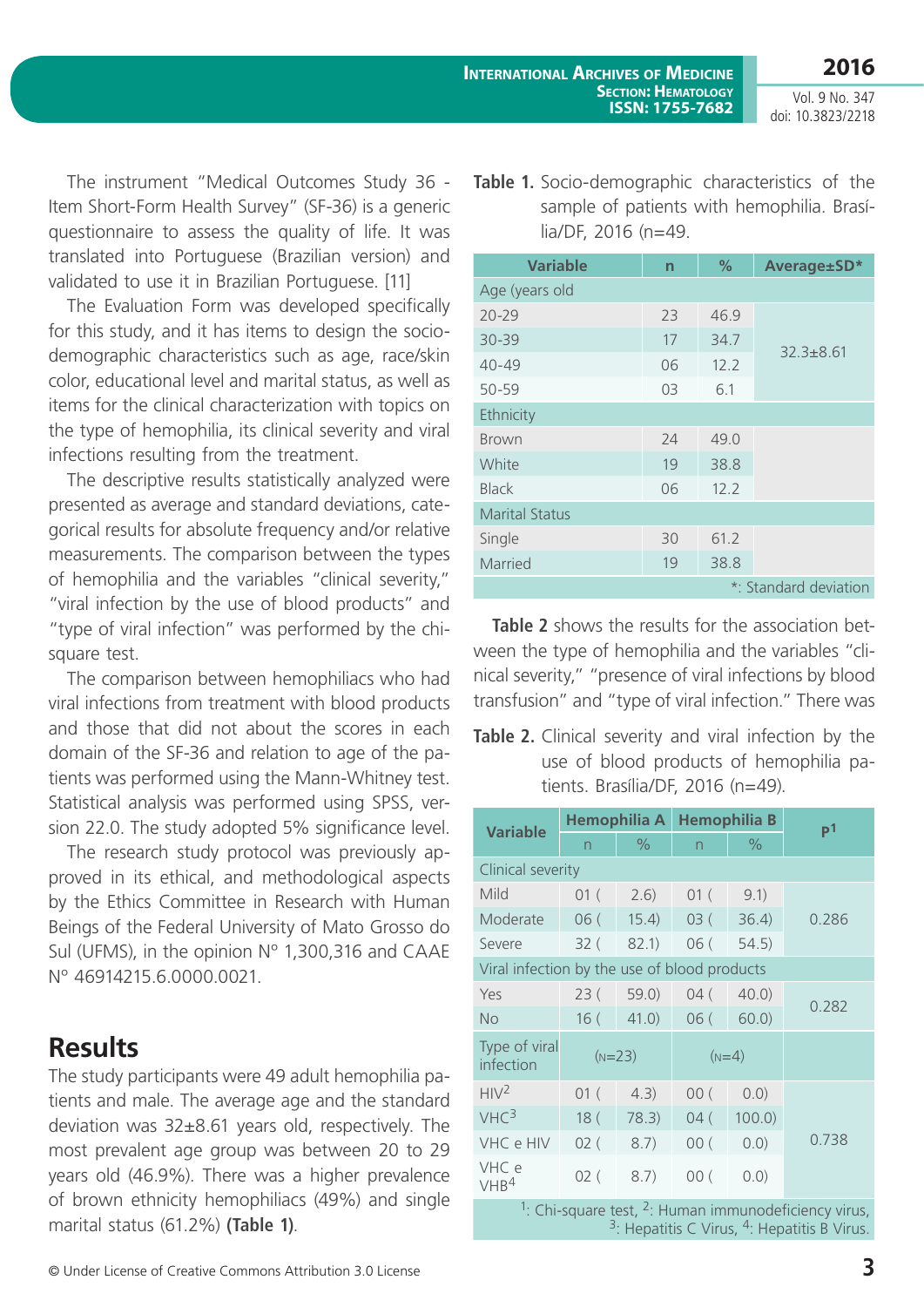The instrument "Medical Outcomes Study 36 - Item Short-Form Health Survey" (SF-36) is a generic questionnaire to assess the quality of life. It was translated into Portuguese (Brazilian version) and validated to use it in Brazilian Portuguese. [11]

The Evaluation Form was developed specifically for this study, and it has items to design the socio-demographic characteristics such as age, race/skin color, educational level and marital status, as well as items for the clinical characterization with topics on the type of hemophilia, its clinical severity and viral infections resulting from the treatment.

The descriptive results statistically analyzed were presented as average and standard deviations, categorical results for absolute frequency and/or relative measurements. The comparison between the types of hemophilia and the variables "clinical severity," "viral infection by the use of blood products" and "type of viral infection" was performed by the chi-square test.

The comparison between hemophiliacs who had viral infections from treatment with blood products and those that did not about the scores in each domain of the SF-36 and relation to age of the patients was performed using the Mann-Whitney test. Statistical analysis was performed using SPSS, version 22.0. The study adopted 5% significance level.

The research study protocol was previously approved in its ethical, and methodological aspects by the Ethics Committee in Research with Human Beings of the Federal University of Mato Grosso do Sul (UFMS), in the opinion Nº 1,300,316 and CAAE Nº 46914215.6.0000.0021.

## Results

The study participants were 49 adult hemophilia patients and male. The average age and the standard deviation was 32±8.61 years old, respectively. The most prevalent age group was between 20 to 29 years old (46.9%). There was a higher prevalence of brown ethnicity hemophiliacs (49%) and single marital status (61.2%) **(Table 1)**.

**Table 1.** Socio-demographic characteristics of the sample of patients with hemophilia. Brasília/DF, 2016 (n=49.

| Variable | n | % | Average±SD* |
|---|---|---|---|
| Age (years old | | | |
| 20-29 | 23 | 46.9 | 32.3±8.61 |
| 30-39 | 17 | 34.7 | |
| 40-49 | 06 | 12.2 | |
| 50-59 | 03 | 6.1 | |
| Ethnicity | | | |
| Brown | 24 | 49.0 | |
| White | 19 | 38.8 | |
| Black | 06 | 12.2 | |
| Marital Status | | | |
| Single | 30 | 61.2 | |
| Married | 19 | 38.8 | |

*: Standard deviation

**Table 2** shows the results for the association between the type of hemophilia and the variables "clinical severity," "presence of viral infections by blood transfusion" and "type of viral infection." There was

**Table 2.** Clinical severity and viral infection by the use of blood products of hemophilia patients. Brasília/DF, 2016 (n=49).

| Variable | Hemophilia A | | Hemophilia B | | p[1] |
|---|---|---|---|---|---|
| | n | % | n | % | |
| Clinical severity | | | | | |
| Mild | 01 ( | 2.6) | 01 ( | 9.1) | 0.286 |
| Moderate | 06 ( | 15.4) | 03 ( | 36.4) | |
| Severe | 32 ( | 82.1) | 06 ( | 54.5) | |
| Viral infection by the use of blood products | | | | | |
| Yes | 23 ( | 59.0) | 04 ( | 40.0) | 0.282 |
| No | 16 ( | 41.0) | 06 ( | 60.0) | |
| Type of viral infection | (N=23) | | (N=4) | | |
| HIV[2] | 01 ( | 4.3) | 00 ( | 0.0) | 0.738 |
| VHC[3] | 18 ( | 78.3) | 04 ( | 100.0) | |
| VHC e HIV | 02 ( | 8.7) | 00 ( | 0.0) | |
| VHC e VHB[4] | 02 ( | 8.7) | 00 ( | 0.0) | |

[1]: Chi-square test, [2]: Human immunodeficiency virus, [3]: Hepatitis C Virus, [4]: Hepatitis B Virus.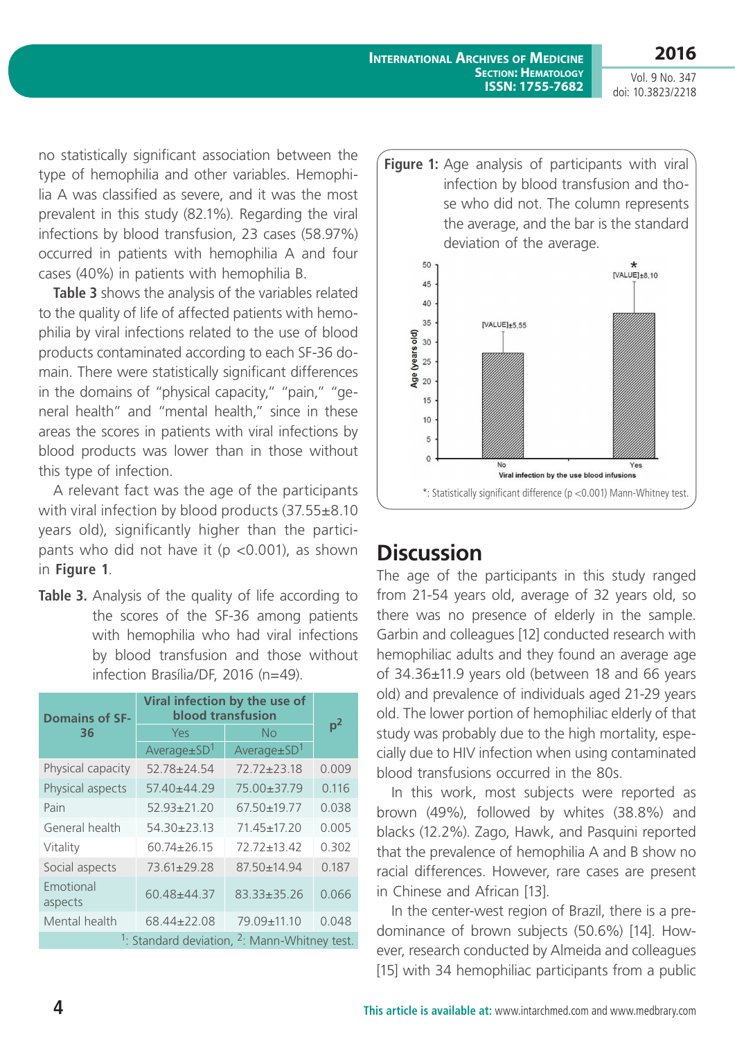no statistically significant association between the type of hemophilia and other variables. Hemophilia A was classified as severe, and it was the most prevalent in this study (82.1%). Regarding the viral infections by blood transfusion, 23 cases (58.97%) occurred in patients with hemophilia A and four cases (40%) in patients with hemophilia B.

**Table 3** shows the analysis of the variables related to the quality of life of affected patients with hemophilia by viral infections related to the use of blood products contaminated according to each SF-36 domain. There were statistically significant differences in the domains of "physical capacity," "pain," "general health" and "mental health," since in these areas the scores in patients with viral infections by blood products was lower than in those without this type of infection.

A relevant fact was the age of the participants with viral infection by blood products (37.55±8.10 years old), significantly higher than the participants who did not have it ($p < 0.001$), as shown in **Figure 1**.

**Table 3.** Analysis of the quality of life according to the scores of the SF-36 among patients with hemophilia who had viral infections by blood transfusion and those without infection Brasília/DF, 2016 (n=49).

| Domains of SF-36 | Viral infection by the use of blood transfusion | | $p^2$ |
|---|---|---|---|
| | Yes | No | |
| | Average±SD[1] | Average±SD[1] | |
| Physical capacity | 52.78±24.54 | 72.72±23.18 | 0.009 |
| Physical aspects | 57.40±44.29 | 75.00±37.79 | 0.116 |
| Pain | 52.93±21.20 | 67.50±19.77 | 0.038 |
| General health | 54.30±23.13 | 71.45±17.20 | 0.005 |
| Vitality | 60.74±26.15 | 72.72±13.42 | 0.302 |
| Social aspects | 73.61±29.28 | 87.50±14.94 | 0.187 |
| Emotional aspects | 60.48±44.37 | 83.33±35.26 | 0.066 |
| Mental health | 68.44±22.08 | 79.09±11.10 | 0.048 |

[1]: Standard deviation, [2]: Mann-Whitney test.

**Figure 1:** Age analysis of participants with viral infection by blood transfusion and those who did not. The column represents the average, and the bar is the standard deviation of the average.

*: Statistically significant difference ($p < 0.001$) Mann-Whitney test.

## Discussion

The age of the participants in this study ranged from 21-54 years old, average of 32 years old, so there was no presence of elderly in the sample. Garbin and colleagues [12] conducted research with hemophiliac adults and they found an average age of 34.36±11.9 years old (between 18 and 66 years old) and prevalence of individuals aged 21-29 years old. The lower portion of hemophiliac elderly of that study was probably due to the high mortality, especially due to HIV infection when using contaminated blood transfusions occurred in the 80s.

In this work, most subjects were reported as brown (49%), followed by whites (38.8%) and blacks (12.2%). Zago, Hawk, and Pasquini reported that the prevalence of hemophilia A and B show no racial differences. However, rare cases are present in Chinese and African [13].

In the center-west region of Brazil, there is a predominance of brown subjects (50.6%) [14]. However, research conducted by Almeida and colleagues [15] with 34 hemophiliac participants from a public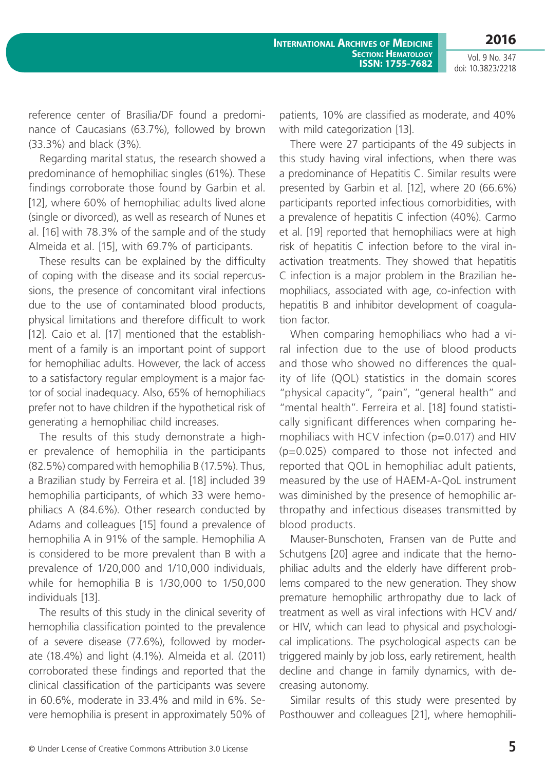reference center of Brasília/DF found a predominance of Caucasians (63.7%), followed by brown (33.3%) and black (3%).

Regarding marital status, the research showed a predominance of hemophiliac singles (61%). These findings corroborate those found by Garbin et al. [12], where 60% of hemophiliac adults lived alone (single or divorced), as well as research of Nunes et al. [16] with 78.3% of the sample and of the study Almeida et al. [15], with 69.7% of participants.

These results can be explained by the difficulty of coping with the disease and its social repercussions, the presence of concomitant viral infections due to the use of contaminated blood products, physical limitations and therefore difficult to work [12]. Caio et al. [17] mentioned that the establishment of a family is an important point of support for hemophiliac adults. However, the lack of access to a satisfactory regular employment is a major factor of social inadequacy. Also, 65% of hemophiliacs prefer not to have children if the hypothetical risk of generating a hemophiliac child increases.

The results of this study demonstrate a higher prevalence of hemophilia in the participants (82.5%) compared with hemophilia B (17.5%). Thus, a Brazilian study by Ferreira et al. [18] included 39 hemophilia participants, of which 33 were hemophiliacs A (84.6%). Other research conducted by Adams and colleagues [15] found a prevalence of hemophilia A in 91% of the sample. Hemophilia A is considered to be more prevalent than B with a prevalence of 1/20,000 and 1/10,000 individuals, while for hemophilia B is 1/30,000 to 1/50,000 individuals [13].

The results of this study in the clinical severity of hemophilia classification pointed to the prevalence of a severe disease (77.6%), followed by moderate (18.4%) and light (4.1%). Almeida et al. (2011) corroborated these findings and reported that the clinical classification of the participants was severe in 60.6%, moderate in 33.4% and mild in 6%. Severe hemophilia is present in approximately 50% of patients, 10% are classified as moderate, and 40% with mild categorization [13].

There were 27 participants of the 49 subjects in this study having viral infections, when there was a predominance of Hepatitis C. Similar results were presented by Garbin et al. [12], where 20 (66.6%) participants reported infectious comorbidities, with a prevalence of hepatitis C infection (40%). Carmo et al. [19] reported that hemophiliacs were at high risk of hepatitis C infection before to the viral inactivation treatments. They showed that hepatitis C infection is a major problem in the Brazilian hemophiliacs, associated with age, co-infection with hepatitis B and inhibitor development of coagulation factor.

When comparing hemophiliacs who had a viral infection due to the use of blood products and those who showed no differences the quality of life (QOL) statistics in the domain scores "physical capacity", "pain", "general health" and "mental health". Ferreira et al. [18] found statistically significant differences when comparing hemophiliacs with HCV infection ($p=0.017$) and HIV ($p=0.025$) compared to those not infected and reported that QOL in hemophiliac adult patients, measured by the use of HAEM-A-QoL instrument was diminished by the presence of hemophilic arthropathy and infectious diseases transmitted by blood products.

Mauser-Bunschoten, Fransen van de Putte and Schutgens [20] agree and indicate that the hemophiliac adults and the elderly have different problems compared to the new generation. They show premature hemophilic arthropathy due to lack of treatment as well as viral infections with HCV and/or HIV, which can lead to physical and psychological implications. The psychological aspects can be triggered mainly by job loss, early retirement, health decline and change in family dynamics, with decreasing autonomy.

Similar results of this study were presented by Posthouwer and colleagues [21], where hemophili-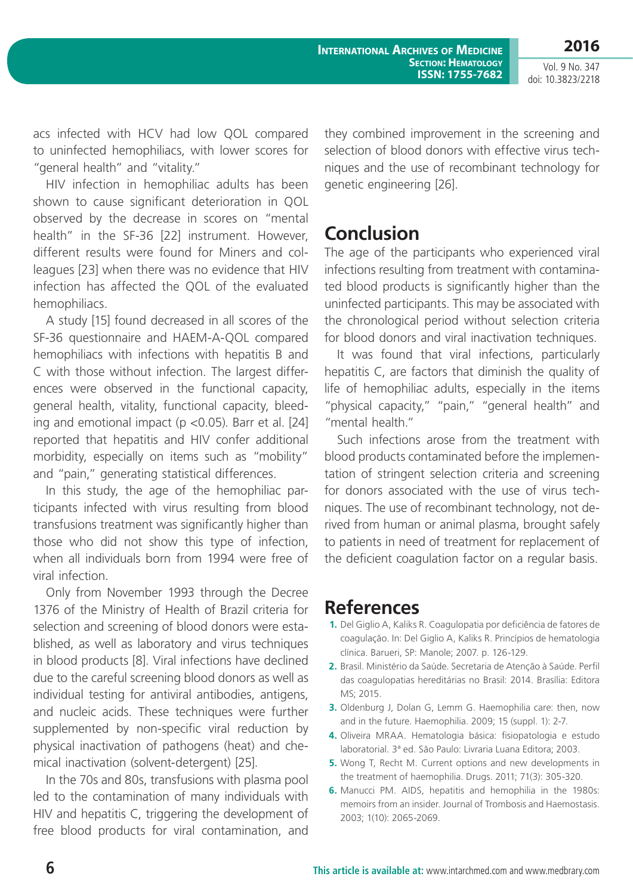acs infected with HCV had low QOL compared to uninfected hemophiliacs, with lower scores for "general health" and "vitality."

HIV infection in hemophiliac adults has been shown to cause significant deterioration in QOL observed by the decrease in scores on "mental health" in the SF-36 [22] instrument. However, different results were found for Miners and colleagues [23] when there was no evidence that HIV infection has affected the QOL of the evaluated hemophiliacs.

A study [15] found decreased in all scores of the SF-36 questionnaire and HAEM-A-QOL compared hemophiliacs with infections with hepatitis B and C with those without infection. The largest differences were observed in the functional capacity, general health, vitality, functional capacity, bleeding and emotional impact ($p < 0.05$). Barr et al. [24] reported that hepatitis and HIV confer additional morbidity, especially on items such as "mobility" and "pain," generating statistical differences.

In this study, the age of the hemophiliac participants infected with virus resulting from blood transfusions treatment was significantly higher than those who did not show this type of infection, when all individuals born from 1994 were free of viral infection.

Only from November 1993 through the Decree 1376 of the Ministry of Health of Brazil criteria for selection and screening of blood donors were established, as well as laboratory and virus techniques in blood products [8]. Viral infections have declined due to the careful screening blood donors as well as individual testing for antiviral antibodies, antigens, and nucleic acids. These techniques were further supplemented by non-specific viral reduction by physical inactivation of pathogens (heat) and chemical inactivation (solvent-detergent) [25].

In the 70s and 80s, transfusions with plasma pool led to the contamination of many individuals with HIV and hepatitis C, triggering the development of free blood products for viral contamination, and they combined improvement in the screening and selection of blood donors with effective virus techniques and the use of recombinant technology for genetic engineering [26].

## Conclusion

The age of the participants who experienced viral infections resulting from treatment with contaminated blood products is significantly higher than the uninfected participants. This may be associated with the chronological period without selection criteria for blood donors and viral inactivation techniques.

It was found that viral infections, particularly hepatitis C, are factors that diminish the quality of life of hemophiliac adults, especially in the items "physical capacity," "pain," "general health" and "mental health."

Such infections arose from the treatment with blood products contaminated before the implementation of stringent selection criteria and screening for donors associated with the use of virus techniques. The use of recombinant technology, not derived from human or animal plasma, brought safely to patients in need of treatment for replacement of the deficient coagulation factor on a regular basis.

## References

1. Del Giglio A, Kaliks R. Coagulopatia por deficiência de fatores de coagulação. In: Del Giglio A, Kaliks R. Princípios de hematologia clínica. Barueri, SP: Manole; 2007. p. 126-129.
2. Brasil. Ministério da Saúde. Secretaria de Atenção à Saúde. Perfil das coagulopatias hereditárias no Brasil: 2014. Brasília: Editora MS; 2015.
3. Oldenburg J, Dolan G, Lemm G. Haemophilia care: then, now and in the future. Haemophilia. 2009; 15 (suppl. 1): 2-7.
4. Oliveira MRAA. Hematologia básica: fisiopatologia e estudo laboratorial. 3ª ed. São Paulo: Livraria Luana Editora; 2003.
5. Wong T, Recht M. Current options and new developments in the treatment of haemophilia. Drugs. 2011; 71(3): 305-320.
6. Manucci PM. AIDS, hepatitis and hemophilia in the 1980s: memoirs from an insider. Journal of Trombosis and Haemostasis. 2003; 1(10): 2065-2069.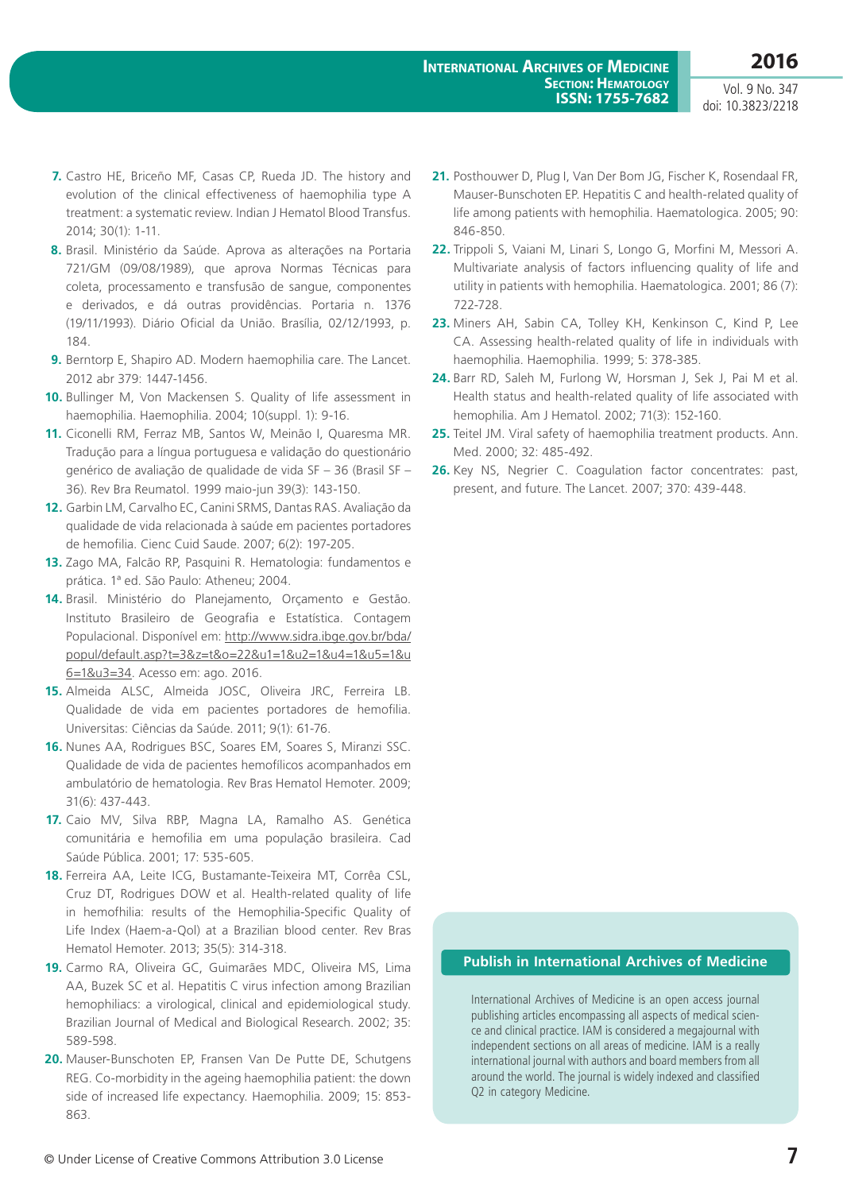7. Castro HE, Briceño MF, Casas CP, Rueda JD. The history and evolution of the clinical effectiveness of haemophilia type A treatment: a systematic review. Indian J Hematol Blood Transfus. 2014; 30(1): 1-11.
8. Brasil. Ministério da Saúde. Aprova as alterações na Portaria 721/GM (09/08/1989), que aprova Normas Técnicas para coleta, processamento e transfusão de sangue, componentes e derivados, e dá outras providências. Portaria n. 1376 (19/11/1993). Diário Oficial da União. Brasília, 02/12/1993, p. 184.
9. Berntorp E, Shapiro AD. Modern haemophilia care. The Lancet. 2012 abr 379: 1447-1456.
10. Bullinger M, Von Mackensen S. Quality of life assessment in haemophilia. Haemophilia. 2004; 10(suppl. 1): 9-16.
11. Ciconelli RM, Ferraz MB, Santos W, Meinão I, Quaresma MR. Tradução para a língua portuguesa e validação do questionário genérico de avaliação de qualidade de vida SF – 36 (Brasil SF – 36). Rev Bra Reumatol. 1999 maio-jun 39(3): 143-150.
12. Garbin LM, Carvalho EC, Canini SRMS, Dantas RAS. Avaliação da qualidade de vida relacionada à saúde em pacientes portadores de hemofilia. Cienc Cuid Saude. 2007; 6(2): 197-205.
13. Zago MA, Falcão RP, Pasquini R. Hematologia: fundamentos e prática. 1ª ed. São Paulo: Atheneu; 2004.
14. Brasil. Ministério do Planejamento, Orçamento e Gestão. Instituto Brasileiro de Geografia e Estatística. Contagem Populacional. Disponível em: http://www.sidra.ibge.gov.br/bda/popul/default.asp?t=3&z=t&o=22&u1=1&u2=1&u4=1&u5=1&u6=1&u3=34. Acesso em: ago. 2016.
15. Almeida ALSC, Almeida JOSC, Oliveira JRC, Ferreira LB. Qualidade de vida em pacientes portadores de hemofilia. Universitas: Ciências da Saúde. 2011; 9(1): 61-76.
16. Nunes AA, Rodrigues BSC, Soares EM, Soares S, Miranzi SSC. Qualidade de vida de pacientes hemofílicos acompanhados em ambulatório de hematologia. Rev Bras Hematol Hemoter. 2009; 31(6): 437-443.
17. Caio MV, Silva RBP, Magna LA, Ramalho AS. Genética comunitária e hemofilia em uma população brasileira. Cad Saúde Pública. 2001; 17: 535-605.
18. Ferreira AA, Leite ICG, Bustamante-Teixeira MT, Corrêa CSL, Cruz DT, Rodrigues DOW et al. Health-related quality of life in hemofhilia: results of the Hemophilia-Specific Quality of Life Index (Haem-a-Qol) at a Brazilian blood center. Rev Bras Hematol Hemoter. 2013; 35(5): 314-318.
19. Carmo RA, Oliveira GC, Guimarães MDC, Oliveira MS, Lima AA, Buzek SC et al. Hepatitis C virus infection among Brazilian hemophiliacs: a virological, clinical and epidemiological study. Brazilian Journal of Medical and Biological Research. 2002; 35: 589-598.
20. Mauser-Bunschoten EP, Fransen Van De Putte DE, Schutgens REG. Co-morbidity in the ageing haemophilia patient: the down side of increased life expectancy. Haemophilia. 2009; 15: 853-863.
21. Posthouwer D, Plug I, Van Der Bom JG, Fischer K, Rosendaal FR, Mauser-Bunschoten EP. Hepatitis C and health-related quality of life among patients with hemophilia. Haematologica. 2005; 90: 846-850.
22. Trippoli S, Vaiani M, Linari S, Longo G, Morfini M, Messori A. Multivariate analysis of factors influencing quality of life and utility in patients with hemophilia. Haematologica. 2001; 86 (7): 722-728.
23. Miners AH, Sabin CA, Tolley KH, Kenkinson C, Kind P, Lee CA. Assessing health-related quality of life in individuals with haemophilia. Haemophilia. 1999; 5: 378-385.
24. Barr RD, Saleh M, Furlong W, Horsman J, Sek J, Pai M et al. Health status and health-related quality of life associated with hemophilia. Am J Hematol. 2002; 71(3): 152-160.
25. Teitel JM. Viral safety of haemophilia treatment products. Ann. Med. 2000; 32: 485-492.
26. Key NS, Negrier C. Coagulation factor concentrates: past, present, and future. The Lancet. 2007; 370: 439-448.

**Publish in International Archives of Medicine**

International Archives of Medicine is an open access journal publishing articles encompassing all aspects of medical science and clinical practice. IAM is considered a megajournal with independent sections on all areas of medicine. IAM is a really international journal with authors and board members from all around the world. The journal is widely indexed and classified Q2 in category Medicine.